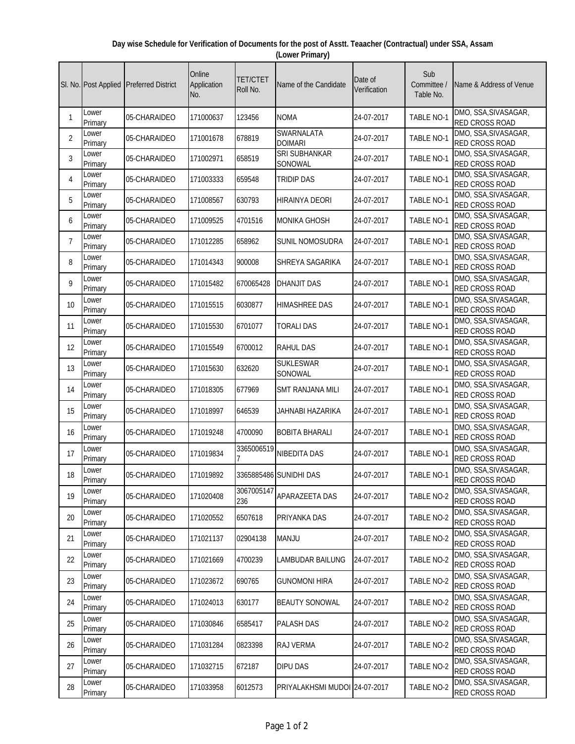**Day wise Schedule for Verification of Documents for the post of Asstt. Teaacher (Contractual) under SSA, Assam (Lower Primary)**

| Sl. No. | Post Applied | Preferred District | Online Application No. | TET/CTET Roll No. | Name of the Candidate | Date of Verification | Sub Committee / Table No. | Name & Address of Venue |
|---|---|---|---|---|---|---|---|---|
| 1 | Lower Primary | 05-CHARAIDEO | 171000637 | 123456 | NOMA | 24-07-2017 | TABLE NO-1 | DMO, SSA,SIVASAGAR, RED CROSS ROAD |
| 2 | Lower Primary | 05-CHARAIDEO | 171001678 | 678819 | SWARNALATA DOIMARI | 24-07-2017 | TABLE NO-1 | DMO, SSA,SIVASAGAR, RED CROSS ROAD |
| 3 | Lower Primary | 05-CHARAIDEO | 171002971 | 658519 | SRI SUBHANKAR SONOWAL | 24-07-2017 | TABLE NO-1 | DMO, SSA,SIVASAGAR, RED CROSS ROAD |
| 4 | Lower Primary | 05-CHARAIDEO | 171003333 | 659548 | TRIDIP DAS | 24-07-2017 | TABLE NO-1 | DMO, SSA,SIVASAGAR, RED CROSS ROAD |
| 5 | Lower Primary | 05-CHARAIDEO | 171008567 | 630793 | HIRAINYA DEORI | 24-07-2017 | TABLE NO-1 | DMO, SSA,SIVASAGAR, RED CROSS ROAD |
| 6 | Lower Primary | 05-CHARAIDEO | 171009525 | 4701516 | MONIKA GHOSH | 24-07-2017 | TABLE NO-1 | DMO, SSA,SIVASAGAR, RED CROSS ROAD |
| 7 | Lower Primary | 05-CHARAIDEO | 171012285 | 658962 | SUNIL NOMOSUDRA | 24-07-2017 | TABLE NO-1 | DMO, SSA,SIVASAGAR, RED CROSS ROAD |
| 8 | Lower Primary | 05-CHARAIDEO | 171014343 | 900008 | SHREYA SAGARIKA | 24-07-2017 | TABLE NO-1 | DMO, SSA,SIVASAGAR, RED CROSS ROAD |
| 9 | Lower Primary | 05-CHARAIDEO | 171015482 | 670065428 | DHANJIT DAS | 24-07-2017 | TABLE NO-1 | DMO, SSA,SIVASAGAR, RED CROSS ROAD |
| 10 | Lower Primary | 05-CHARAIDEO | 171015515 | 6030877 | HIMASHREE DAS | 24-07-2017 | TABLE NO-1 | DMO, SSA,SIVASAGAR, RED CROSS ROAD |
| 11 | Lower Primary | 05-CHARAIDEO | 171015530 | 6701077 | TORALI DAS | 24-07-2017 | TABLE NO-1 | DMO, SSA,SIVASAGAR, RED CROSS ROAD |
| 12 | Lower Primary | 05-CHARAIDEO | 171015549 | 6700012 | RAHUL DAS | 24-07-2017 | TABLE NO-1 | DMO, SSA,SIVASAGAR, RED CROSS ROAD |
| 13 | Lower Primary | 05-CHARAIDEO | 171015630 | 632620 | SUKLESWAR SONOWAL | 24-07-2017 | TABLE NO-1 | DMO, SSA,SIVASAGAR, RED CROSS ROAD |
| 14 | Lower Primary | 05-CHARAIDEO | 171018305 | 677969 | SMT RANJANA MILI | 24-07-2017 | TABLE NO-1 | DMO, SSA,SIVASAGAR, RED CROSS ROAD |
| 15 | Lower Primary | 05-CHARAIDEO | 171018997 | 646539 | JAHNABI HAZARIKA | 24-07-2017 | TABLE NO-1 | DMO, SSA,SIVASAGAR, RED CROSS ROAD |
| 16 | Lower Primary | 05-CHARAIDEO | 171019248 | 4700090 | BOBITA BHARALI | 24-07-2017 | TABLE NO-1 | DMO, SSA,SIVASAGAR, RED CROSS ROAD |
| 17 | Lower Primary | 05-CHARAIDEO | 171019834 | 33650065197 | NIBEDITA DAS | 24-07-2017 | TABLE NO-1 | DMO, SSA,SIVASAGAR, RED CROSS ROAD |
| 18 | Lower Primary | 05-CHARAIDEO | 171019892 | 3365885486 | SUNIDHI DAS | 24-07-2017 | TABLE NO-1 | DMO, SSA,SIVASAGAR, RED CROSS ROAD |
| 19 | Lower Primary | 05-CHARAIDEO | 171020408 | 3067005147236 | APARAZEETA DAS | 24-07-2017 | TABLE NO-2 | DMO, SSA,SIVASAGAR, RED CROSS ROAD |
| 20 | Lower Primary | 05-CHARAIDEO | 171020552 | 6507618 | PRIYANKA DAS | 24-07-2017 | TABLE NO-2 | DMO, SSA,SIVASAGAR, RED CROSS ROAD |
| 21 | Lower Primary | 05-CHARAIDEO | 171021137 | 02904138 | MANJU | 24-07-2017 | TABLE NO-2 | DMO, SSA,SIVASAGAR, RED CROSS ROAD |
| 22 | Lower Primary | 05-CHARAIDEO | 171021669 | 4700239 | LAMBUDAR BAILUNG | 24-07-2017 | TABLE NO-2 | DMO, SSA,SIVASAGAR, RED CROSS ROAD |
| 23 | Lower Primary | 05-CHARAIDEO | 171023672 | 690765 | GUNOMONI HIRA | 24-07-2017 | TABLE NO-2 | DMO, SSA,SIVASAGAR, RED CROSS ROAD |
| 24 | Lower Primary | 05-CHARAIDEO | 171024013 | 630177 | BEAUTY SONOWAL | 24-07-2017 | TABLE NO-2 | DMO, SSA,SIVASAGAR, RED CROSS ROAD |
| 25 | Lower Primary | 05-CHARAIDEO | 171030846 | 6585417 | PALASH DAS | 24-07-2017 | TABLE NO-2 | DMO, SSA,SIVASAGAR, RED CROSS ROAD |
| 26 | Lower Primary | 05-CHARAIDEO | 171031284 | 0823398 | RAJ VERMA | 24-07-2017 | TABLE NO-2 | DMO, SSA,SIVASAGAR, RED CROSS ROAD |
| 27 | Lower Primary | 05-CHARAIDEO | 171032715 | 672187 | DIPU DAS | 24-07-2017 | TABLE NO-2 | DMO, SSA,SIVASAGAR, RED CROSS ROAD |
| 28 | Lower Primary | 05-CHARAIDEO | 171033958 | 6012573 | PRIYALAKHSMI MUDOI | 24-07-2017 | TABLE NO-2 | DMO, SSA,SIVASAGAR, RED CROSS ROAD |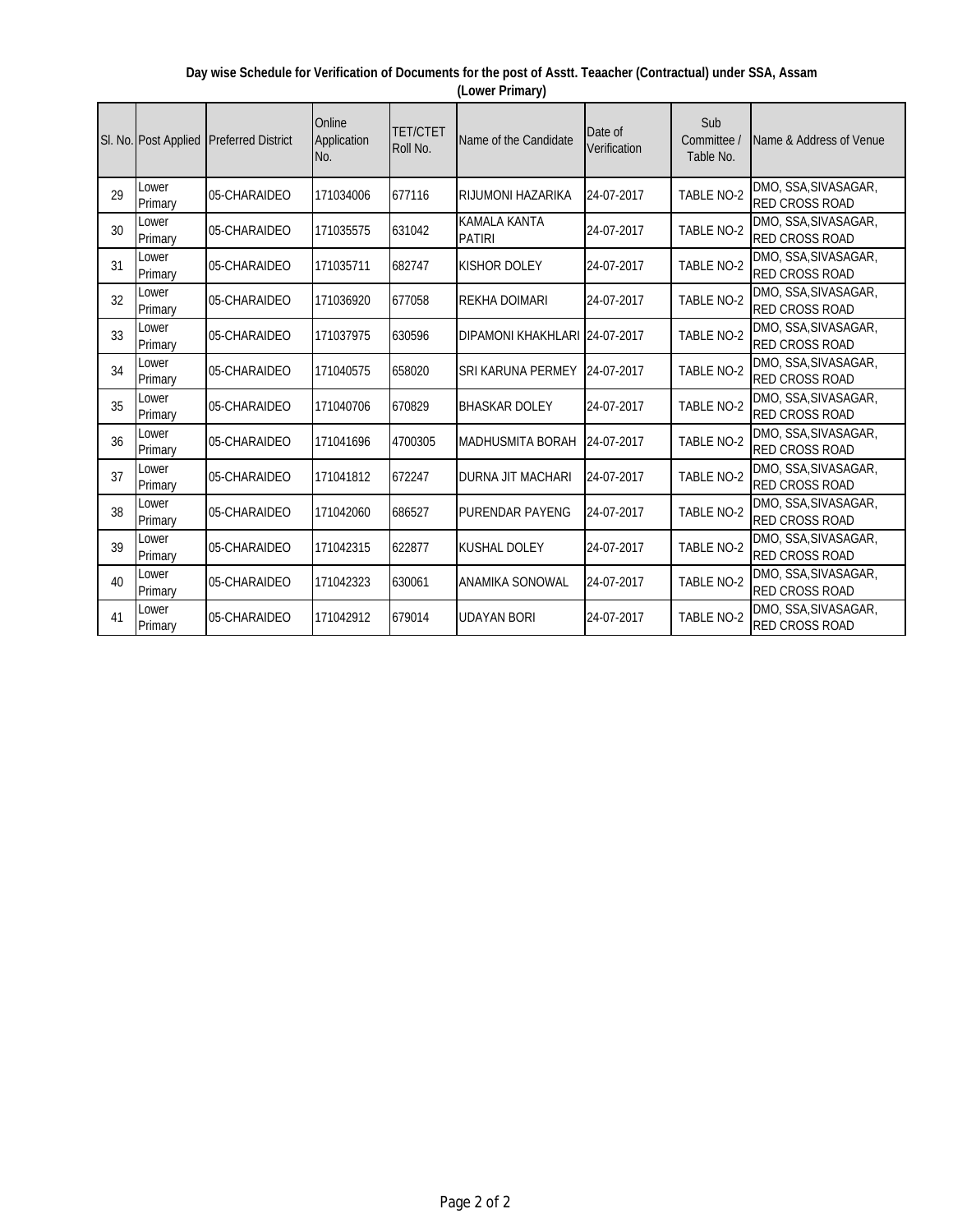**Day wise Schedule for Verification of Documents for the post of Asstt. Teaacher (Contractual) under SSA, Assam (Lower Primary)**

| Sl. No. | Post Applied | Preferred District | Online Application No. | TET/CTET Roll No. | Name of the Candidate | Date of Verification | Sub Committee / Table No. | Name & Address of Venue |
|---|---|---|---|---|---|---|---|---|
| 29 | Lower Primary | 05-CHARAIDEO | 171034006 | 677116 | RIJUMONI HAZARIKA | 24-07-2017 | TABLE NO-2 | DMO, SSA,SIVASAGAR, RED CROSS ROAD |
| 30 | Lower Primary | 05-CHARAIDEO | 171035575 | 631042 | KAMALA KANTA PATIRI | 24-07-2017 | TABLE NO-2 | DMO, SSA,SIVASAGAR, RED CROSS ROAD |
| 31 | Lower Primary | 05-CHARAIDEO | 171035711 | 682747 | KISHOR DOLEY | 24-07-2017 | TABLE NO-2 | DMO, SSA,SIVASAGAR, RED CROSS ROAD |
| 32 | Lower Primary | 05-CHARAIDEO | 171036920 | 677058 | REKHA DOIMARI | 24-07-2017 | TABLE NO-2 | DMO, SSA,SIVASAGAR, RED CROSS ROAD |
| 33 | Lower Primary | 05-CHARAIDEO | 171037975 | 630596 | DIPAMONI KHAKHLARI | 24-07-2017 | TABLE NO-2 | DMO, SSA,SIVASAGAR, RED CROSS ROAD |
| 34 | Lower Primary | 05-CHARAIDEO | 171040575 | 658020 | SRI KARUNA PERMEY | 24-07-2017 | TABLE NO-2 | DMO, SSA,SIVASAGAR, RED CROSS ROAD |
| 35 | Lower Primary | 05-CHARAIDEO | 171040706 | 670829 | BHASKAR DOLEY | 24-07-2017 | TABLE NO-2 | DMO, SSA,SIVASAGAR, RED CROSS ROAD |
| 36 | Lower Primary | 05-CHARAIDEO | 171041696 | 4700305 | MADHUSMITA BORAH | 24-07-2017 | TABLE NO-2 | DMO, SSA,SIVASAGAR, RED CROSS ROAD |
| 37 | Lower Primary | 05-CHARAIDEO | 171041812 | 672247 | DURNA JIT MACHARI | 24-07-2017 | TABLE NO-2 | DMO, SSA,SIVASAGAR, RED CROSS ROAD |
| 38 | Lower Primary | 05-CHARAIDEO | 171042060 | 686527 | PURENDAR PAYENG | 24-07-2017 | TABLE NO-2 | DMO, SSA,SIVASAGAR, RED CROSS ROAD |
| 39 | Lower Primary | 05-CHARAIDEO | 171042315 | 622877 | KUSHAL DOLEY | 24-07-2017 | TABLE NO-2 | DMO, SSA,SIVASAGAR, RED CROSS ROAD |
| 40 | Lower Primary | 05-CHARAIDEO | 171042323 | 630061 | ANAMIKA SONOWAL | 24-07-2017 | TABLE NO-2 | DMO, SSA,SIVASAGAR, RED CROSS ROAD |
| 41 | Lower Primary | 05-CHARAIDEO | 171042912 | 679014 | UDAYAN BORI | 24-07-2017 | TABLE NO-2 | DMO, SSA,SIVASAGAR, RED CROSS ROAD |